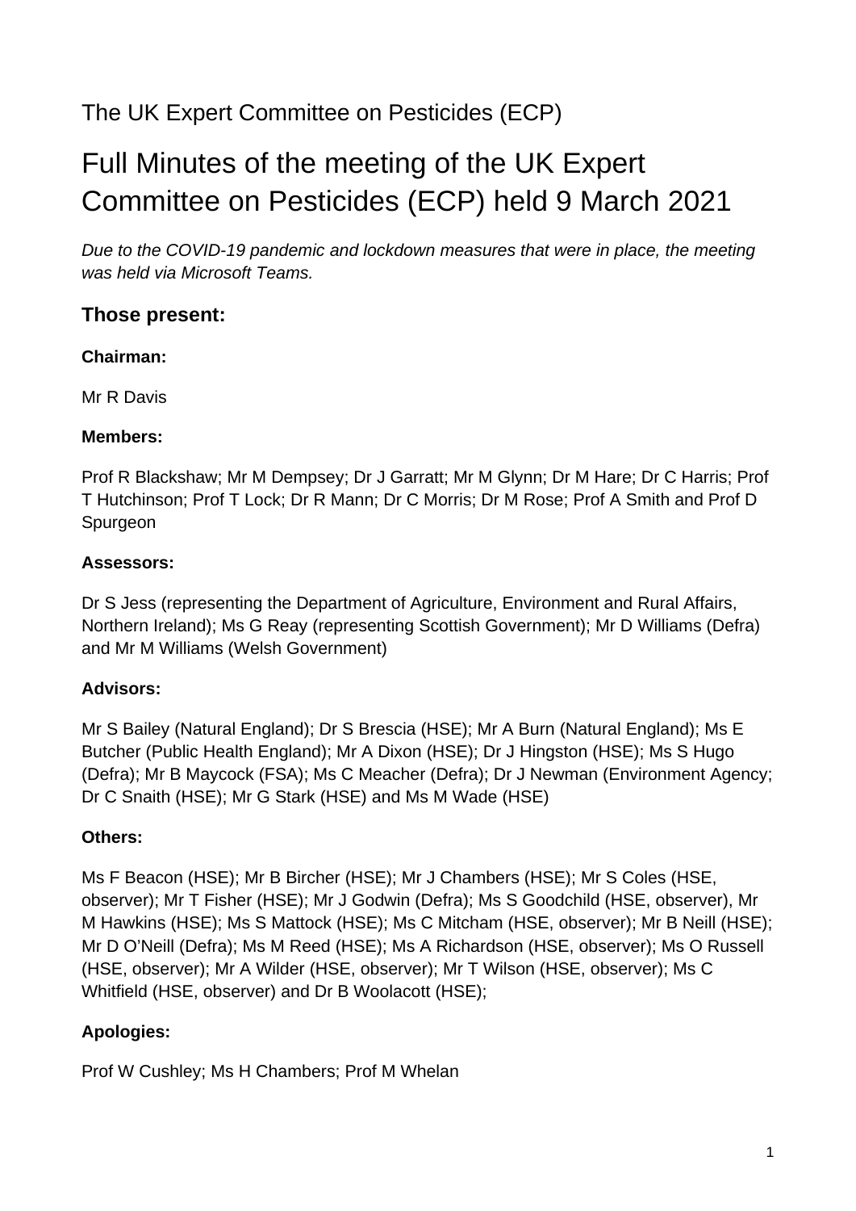The UK Expert Committee on Pesticides (ECP)

# Full Minutes of the meeting of the UK Expert Committee on Pesticides (ECP) held 9 March 2021

*Due to the COVID-19 pandemic and lockdown measures that were in place, the meeting was held via Microsoft Teams.*

## Those present:

**Chairman:**

Mr R Davis

**Members:**

Prof R Blackshaw; Mr M Dempsey; Dr J Garratt; Mr M Glynn; Dr M Hare; Dr C Harris; Prof T Hutchinson; Prof T Lock; Dr R Mann; Dr C Morris; Dr M Rose; Prof A Smith and Prof D Spurgeon

**Assessors:**

Dr S Jess (representing the Department of Agriculture, Environment and Rural Affairs, Northern Ireland); Ms G Reay (representing Scottish Government); Mr D Williams (Defra) and Mr M Williams (Welsh Government)

**Advisors:**

Mr S Bailey (Natural England); Dr S Brescia (HSE); Mr A Burn (Natural England); Ms E Butcher (Public Health England); Mr A Dixon (HSE); Dr J Hingston (HSE); Ms S Hugo (Defra); Mr B Maycock (FSA); Ms C Meacher (Defra); Dr J Newman (Environment Agency; Dr C Snaith (HSE); Mr G Stark (HSE) and Ms M Wade (HSE)

**Others:**

Ms F Beacon (HSE); Mr B Bircher (HSE); Mr J Chambers (HSE); Mr S Coles (HSE, observer); Mr T Fisher (HSE); Mr J Godwin (Defra); Ms S Goodchild (HSE, observer), Mr M Hawkins (HSE); Ms S Mattock (HSE); Ms C Mitcham (HSE, observer); Mr B Neill (HSE); Mr D O'Neill (Defra); Ms M Reed (HSE); Ms A Richardson (HSE, observer); Ms O Russell (HSE, observer); Mr A Wilder (HSE, observer); Mr T Wilson (HSE, observer); Ms C Whitfield (HSE, observer) and Dr B Woolacott (HSE);

**Apologies:**

Prof W Cushley; Ms H Chambers; Prof M Whelan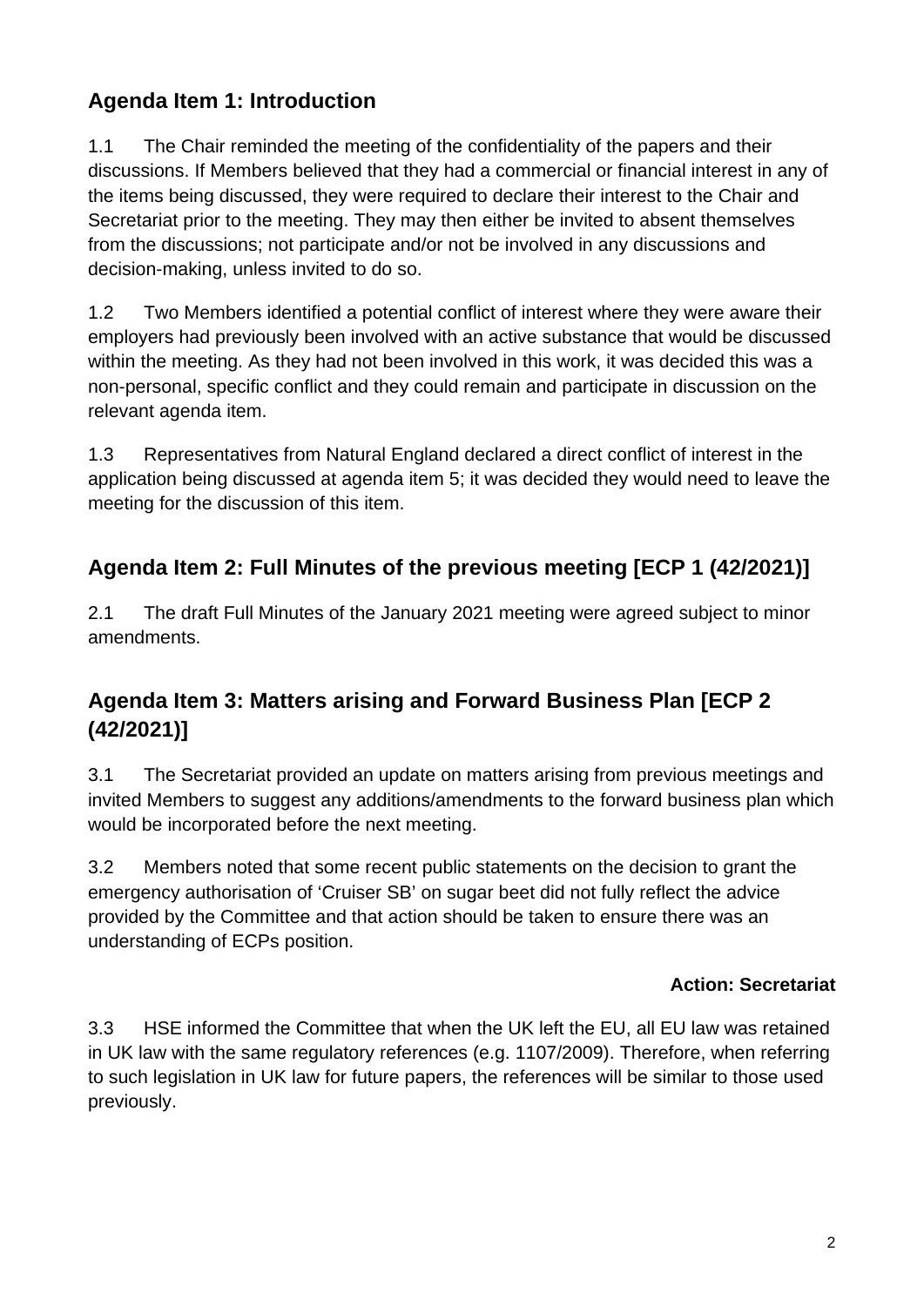## Agenda Item 1: Introduction

1.1 The Chair reminded the meeting of the confidentiality of the papers and their discussions. If Members believed that they had a commercial or financial interest in any of the items being discussed, they were required to declare their interest to the Chair and Secretariat prior to the meeting. They may then either be invited to absent themselves from the discussions; not participate and/or not be involved in any discussions and decision-making, unless invited to do so.

1.2 Two Members identified a potential conflict of interest where they were aware their employers had previously been involved with an active substance that would be discussed within the meeting. As they had not been involved in this work, it was decided this was a non-personal, specific conflict and they could remain and participate in discussion on the relevant agenda item.

1.3 Representatives from Natural England declared a direct conflict of interest in the application being discussed at agenda item 5; it was decided they would need to leave the meeting for the discussion of this item.

## Agenda Item 2: Full Minutes of the previous meeting [ECP 1 (42/2021)]

2.1 The draft Full Minutes of the January 2021 meeting were agreed subject to minor amendments.

## Agenda Item 3: Matters arising and Forward Business Plan [ECP 2 (42/2021)]

3.1 The Secretariat provided an update on matters arising from previous meetings and invited Members to suggest any additions/amendments to the forward business plan which would be incorporated before the next meeting.

3.2 Members noted that some recent public statements on the decision to grant the emergency authorisation of 'Cruiser SB' on sugar beet did not fully reflect the advice provided by the Committee and that action should be taken to ensure there was an understanding of ECPs position.

**Action: Secretariat**

3.3 HSE informed the Committee that when the UK left the EU, all EU law was retained in UK law with the same regulatory references (e.g. 1107/2009). Therefore, when referring to such legislation in UK law for future papers, the references will be similar to those used previously.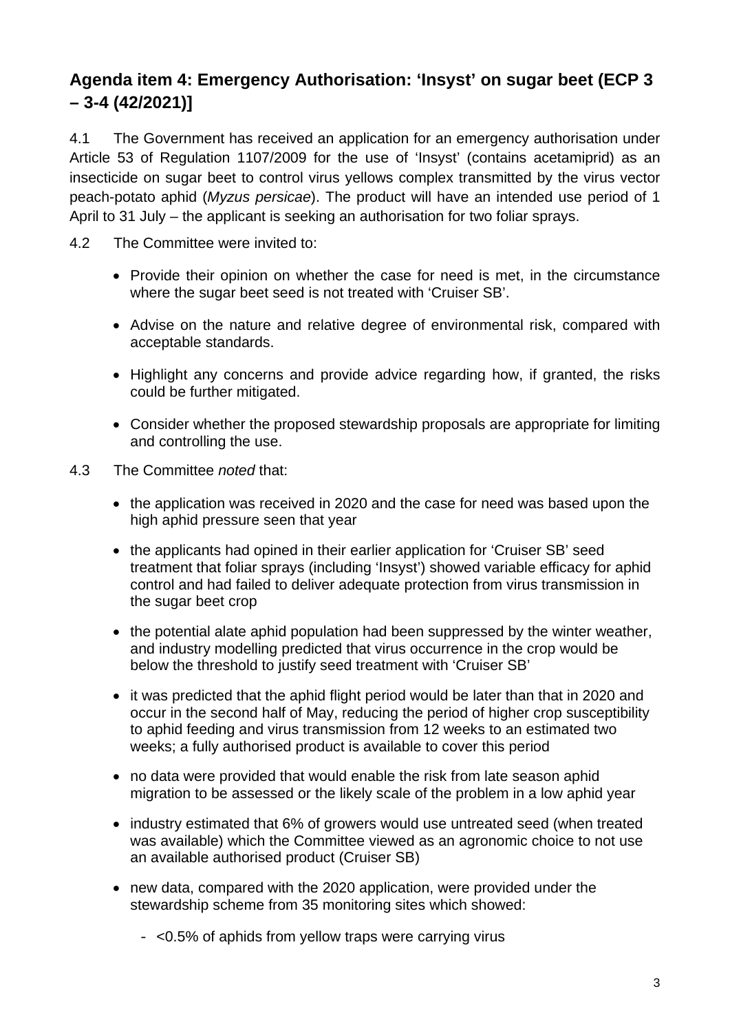## Agenda item 4: Emergency Authorisation: 'Insyst' on sugar beet (ECP 3 – 3-4 (42/2021)]

4.1 The Government has received an application for an emergency authorisation under Article 53 of Regulation 1107/2009 for the use of 'Insyst' (contains acetamiprid) as an insecticide on sugar beet to control virus yellows complex transmitted by the virus vector peach-potato aphid (*Myzus persicae*). The product will have an intended use period of 1 April to 31 July – the applicant is seeking an authorisation for two foliar sprays.

4.2 The Committee were invited to:

- Provide their opinion on whether the case for need is met, in the circumstance where the sugar beet seed is not treated with 'Cruiser SB'.
- Advise on the nature and relative degree of environmental risk, compared with acceptable standards.
- Highlight any concerns and provide advice regarding how, if granted, the risks could be further mitigated.
- Consider whether the proposed stewardship proposals are appropriate for limiting and controlling the use.

4.3 The Committee *noted* that:

- the application was received in 2020 and the case for need was based upon the high aphid pressure seen that year
- the applicants had opined in their earlier application for 'Cruiser SB' seed treatment that foliar sprays (including 'Insyst') showed variable efficacy for aphid control and had failed to deliver adequate protection from virus transmission in the sugar beet crop
- the potential alate aphid population had been suppressed by the winter weather, and industry modelling predicted that virus occurrence in the crop would be below the threshold to justify seed treatment with 'Cruiser SB'
- it was predicted that the aphid flight period would be later than that in 2020 and occur in the second half of May, reducing the period of higher crop susceptibility to aphid feeding and virus transmission from 12 weeks to an estimated two weeks; a fully authorised product is available to cover this period
- no data were provided that would enable the risk from late season aphid migration to be assessed or the likely scale of the problem in a low aphid year
- industry estimated that 6% of growers would use untreated seed (when treated was available) which the Committee viewed as an agronomic choice to not use an available authorised product (Cruiser SB)
- new data, compared with the 2020 application, were provided under the stewardship scheme from 35 monitoring sites which showed:
  - <0.5% of aphids from yellow traps were carrying virus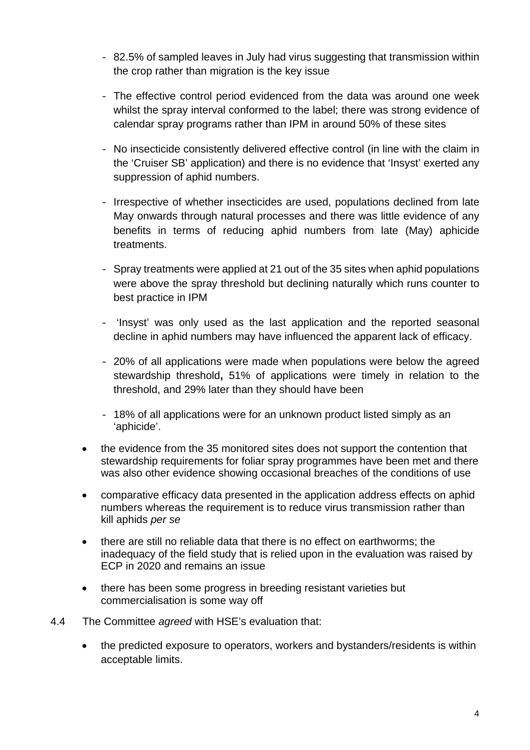- 82.5% of sampled leaves in July had virus suggesting that transmission within the crop rather than migration is the key issue
- The effective control period evidenced from the data was around one week whilst the spray interval conformed to the label; there was strong evidence of calendar spray programs rather than IPM in around 50% of these sites
- No insecticide consistently delivered effective control (in line with the claim in the 'Cruiser SB' application) and there is no evidence that 'Insyst' exerted any suppression of aphid numbers.
- Irrespective of whether insecticides are used, populations declined from late May onwards through natural processes and there was little evidence of any benefits in terms of reducing aphid numbers from late (May) aphicide treatments.
- Spray treatments were applied at 21 out of the 35 sites when aphid populations were above the spray threshold but declining naturally which runs counter to best practice in IPM
- 'Insyst' was only used as the last application and the reported seasonal decline in aphid numbers may have influenced the apparent lack of efficacy.
- 20% of all applications were made when populations were below the agreed stewardship threshold**,** 51% of applications were timely in relation to the threshold, and 29% later than they should have been
- 18% of all applications were for an unknown product listed simply as an 'aphicide'.

- the evidence from the 35 monitored sites does not support the contention that stewardship requirements for foliar spray programmes have been met and there was also other evidence showing occasional breaches of the conditions of use
- comparative efficacy data presented in the application address effects on aphid numbers whereas the requirement is to reduce virus transmission rather than kill aphids *per se*
- there are still no reliable data that there is no effect on earthworms; the inadequacy of the field study that is relied upon in the evaluation was raised by ECP in 2020 and remains an issue
- there has been some progress in breeding resistant varieties but commercialisation is some way off

4.4 The Committee *agreed* with HSE's evaluation that:

- the predicted exposure to operators, workers and bystanders/residents is within acceptable limits.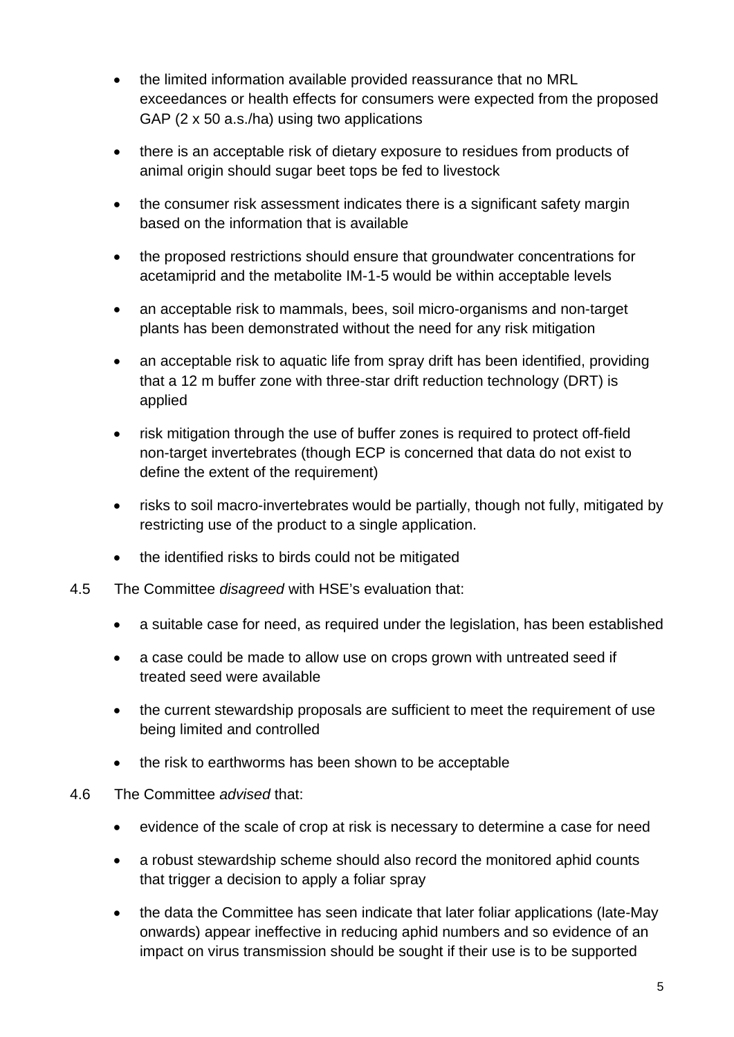- the limited information available provided reassurance that no MRL exceedances or health effects for consumers were expected from the proposed GAP (2 x 50 a.s./ha) using two applications
- there is an acceptable risk of dietary exposure to residues from products of animal origin should sugar beet tops be fed to livestock
- the consumer risk assessment indicates there is a significant safety margin based on the information that is available
- the proposed restrictions should ensure that groundwater concentrations for acetamiprid and the metabolite IM-1-5 would be within acceptable levels
- an acceptable risk to mammals, bees, soil micro-organisms and non-target plants has been demonstrated without the need for any risk mitigation
- an acceptable risk to aquatic life from spray drift has been identified, providing that a 12 m buffer zone with three-star drift reduction technology (DRT) is applied
- risk mitigation through the use of buffer zones is required to protect off-field non-target invertebrates (though ECP is concerned that data do not exist to define the extent of the requirement)
- risks to soil macro-invertebrates would be partially, though not fully, mitigated by restricting use of the product to a single application.
- the identified risks to birds could not be mitigated

4.5 The Committee *disagreed* with HSE's evaluation that:

- a suitable case for need, as required under the legislation, has been established
- a case could be made to allow use on crops grown with untreated seed if treated seed were available
- the current stewardship proposals are sufficient to meet the requirement of use being limited and controlled
- the risk to earthworms has been shown to be acceptable

4.6 The Committee *advised* that:

- evidence of the scale of crop at risk is necessary to determine a case for need
- a robust stewardship scheme should also record the monitored aphid counts that trigger a decision to apply a foliar spray
- the data the Committee has seen indicate that later foliar applications (late-May onwards) appear ineffective in reducing aphid numbers and so evidence of an impact on virus transmission should be sought if their use is to be supported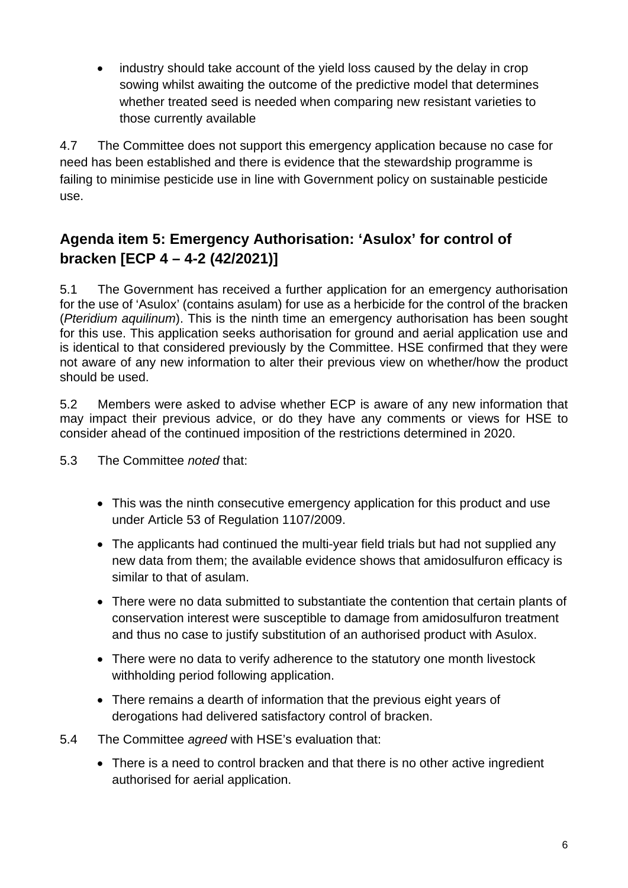- industry should take account of the yield loss caused by the delay in crop sowing whilst awaiting the outcome of the predictive model that determines whether treated seed is needed when comparing new resistant varieties to those currently available

4.7 The Committee does not support this emergency application because no case for need has been established and there is evidence that the stewardship programme is failing to minimise pesticide use in line with Government policy on sustainable pesticide use.

## Agenda item 5: Emergency Authorisation: 'Asulox' for control of bracken [ECP 4 – 4-2 (42/2021)]

5.1 The Government has received a further application for an emergency authorisation for the use of 'Asulox' (contains asulam) for use as a herbicide for the control of the bracken (*Pteridium aquilinum*). This is the ninth time an emergency authorisation has been sought for this use. This application seeks authorisation for ground and aerial application use and is identical to that considered previously by the Committee. HSE confirmed that they were not aware of any new information to alter their previous view on whether/how the product should be used.

5.2 Members were asked to advise whether ECP is aware of any new information that may impact their previous advice, or do they have any comments or views for HSE to consider ahead of the continued imposition of the restrictions determined in 2020.

5.3 The Committee *noted* that:

- This was the ninth consecutive emergency application for this product and use under Article 53 of Regulation 1107/2009.
- The applicants had continued the multi-year field trials but had not supplied any new data from them; the available evidence shows that amidosulfuron efficacy is similar to that of asulam.
- There were no data submitted to substantiate the contention that certain plants of conservation interest were susceptible to damage from amidosulfuron treatment and thus no case to justify substitution of an authorised product with Asulox.
- There were no data to verify adherence to the statutory one month livestock withholding period following application.
- There remains a dearth of information that the previous eight years of derogations had delivered satisfactory control of bracken.

5.4 The Committee *agreed* with HSE's evaluation that:

- There is a need to control bracken and that there is no other active ingredient authorised for aerial application.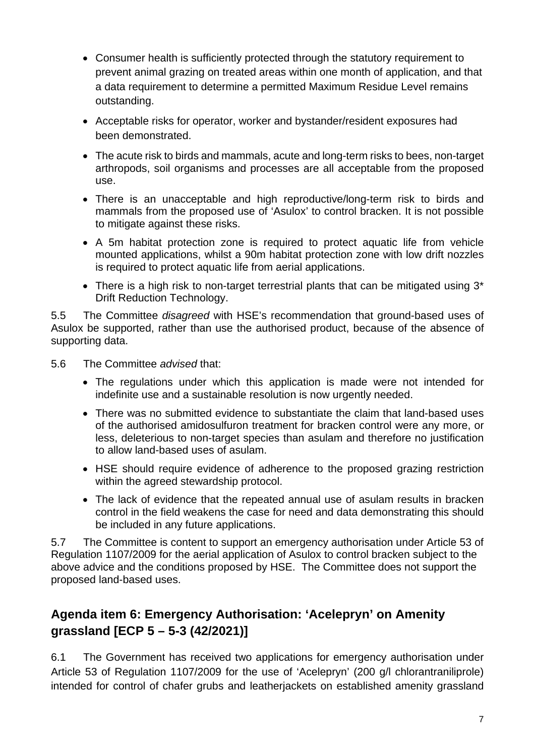- Consumer health is sufficiently protected through the statutory requirement to prevent animal grazing on treated areas within one month of application, and that a data requirement to determine a permitted Maximum Residue Level remains outstanding.
- Acceptable risks for operator, worker and bystander/resident exposures had been demonstrated.
- The acute risk to birds and mammals, acute and long-term risks to bees, non-target arthropods, soil organisms and processes are all acceptable from the proposed use.
- There is an unacceptable and high reproductive/long-term risk to birds and mammals from the proposed use of 'Asulox' to control bracken. It is not possible to mitigate against these risks.
- A 5m habitat protection zone is required to protect aquatic life from vehicle mounted applications, whilst a 90m habitat protection zone with low drift nozzles is required to protect aquatic life from aerial applications.
- There is a high risk to non-target terrestrial plants that can be mitigated using 3* Drift Reduction Technology.

5.5 The Committee *disagreed* with HSE's recommendation that ground-based uses of Asulox be supported, rather than use the authorised product, because of the absence of supporting data.

5.6 The Committee *advised* that:

- The regulations under which this application is made were not intended for indefinite use and a sustainable resolution is now urgently needed.
- There was no submitted evidence to substantiate the claim that land-based uses of the authorised amidosulfuron treatment for bracken control were any more, or less, deleterious to non-target species than asulam and therefore no justification to allow land-based uses of asulam.
- HSE should require evidence of adherence to the proposed grazing restriction within the agreed stewardship protocol.
- The lack of evidence that the repeated annual use of asulam results in bracken control in the field weakens the case for need and data demonstrating this should be included in any future applications.

5.7 The Committee is content to support an emergency authorisation under Article 53 of Regulation 1107/2009 for the aerial application of Asulox to control bracken subject to the above advice and the conditions proposed by HSE. The Committee does not support the proposed land-based uses.

## Agenda item 6: Emergency Authorisation: 'Acelepryn' on Amenity grassland [ECP 5 – 5-3 (42/2021)]

6.1 The Government has received two applications for emergency authorisation under Article 53 of Regulation 1107/2009 for the use of 'Acelepryn' (200 g/l chlorantraniliprole) intended for control of chafer grubs and leatherjackets on established amenity grassland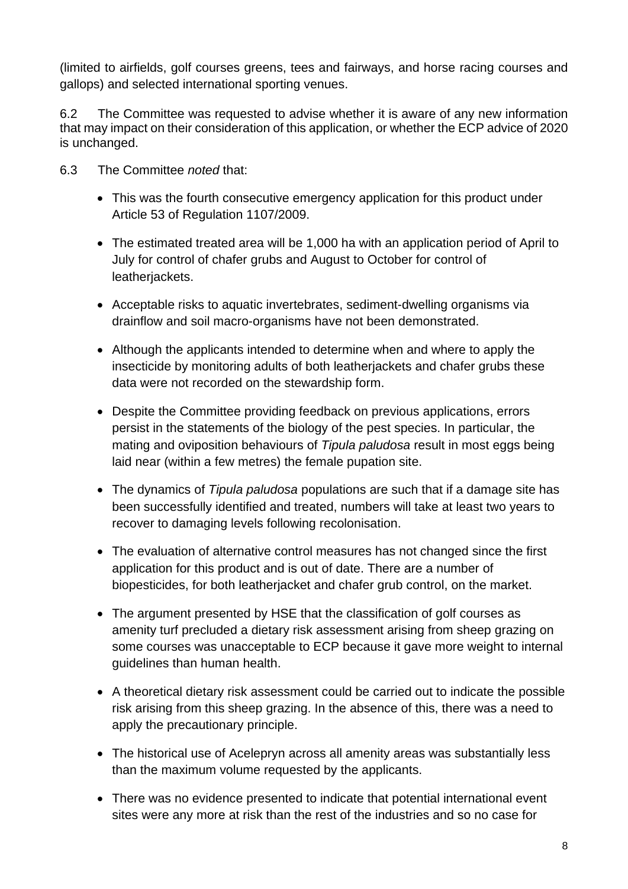(limited to airfields, golf courses greens, tees and fairways, and horse racing courses and gallops) and selected international sporting venues.

6.2 The Committee was requested to advise whether it is aware of any new information that may impact on their consideration of this application, or whether the ECP advice of 2020 is unchanged.

6.3 The Committee *noted* that:

- This was the fourth consecutive emergency application for this product under Article 53 of Regulation 1107/2009.
- The estimated treated area will be 1,000 ha with an application period of April to July for control of chafer grubs and August to October for control of leatherjackets.
- Acceptable risks to aquatic invertebrates, sediment-dwelling organisms via drainflow and soil macro-organisms have not been demonstrated.
- Although the applicants intended to determine when and where to apply the insecticide by monitoring adults of both leatherjackets and chafer grubs these data were not recorded on the stewardship form.
- Despite the Committee providing feedback on previous applications, errors persist in the statements of the biology of the pest species. In particular, the mating and oviposition behaviours of *Tipula paludosa* result in most eggs being laid near (within a few metres) the female pupation site.
- The dynamics of *Tipula paludosa* populations are such that if a damage site has been successfully identified and treated, numbers will take at least two years to recover to damaging levels following recolonisation.
- The evaluation of alternative control measures has not changed since the first application for this product and is out of date. There are a number of biopesticides, for both leatherjacket and chafer grub control, on the market.
- The argument presented by HSE that the classification of golf courses as amenity turf precluded a dietary risk assessment arising from sheep grazing on some courses was unacceptable to ECP because it gave more weight to internal guidelines than human health.
- A theoretical dietary risk assessment could be carried out to indicate the possible risk arising from this sheep grazing. In the absence of this, there was a need to apply the precautionary principle.
- The historical use of Acelepryn across all amenity areas was substantially less than the maximum volume requested by the applicants.
- There was no evidence presented to indicate that potential international event sites were any more at risk than the rest of the industries and so no case for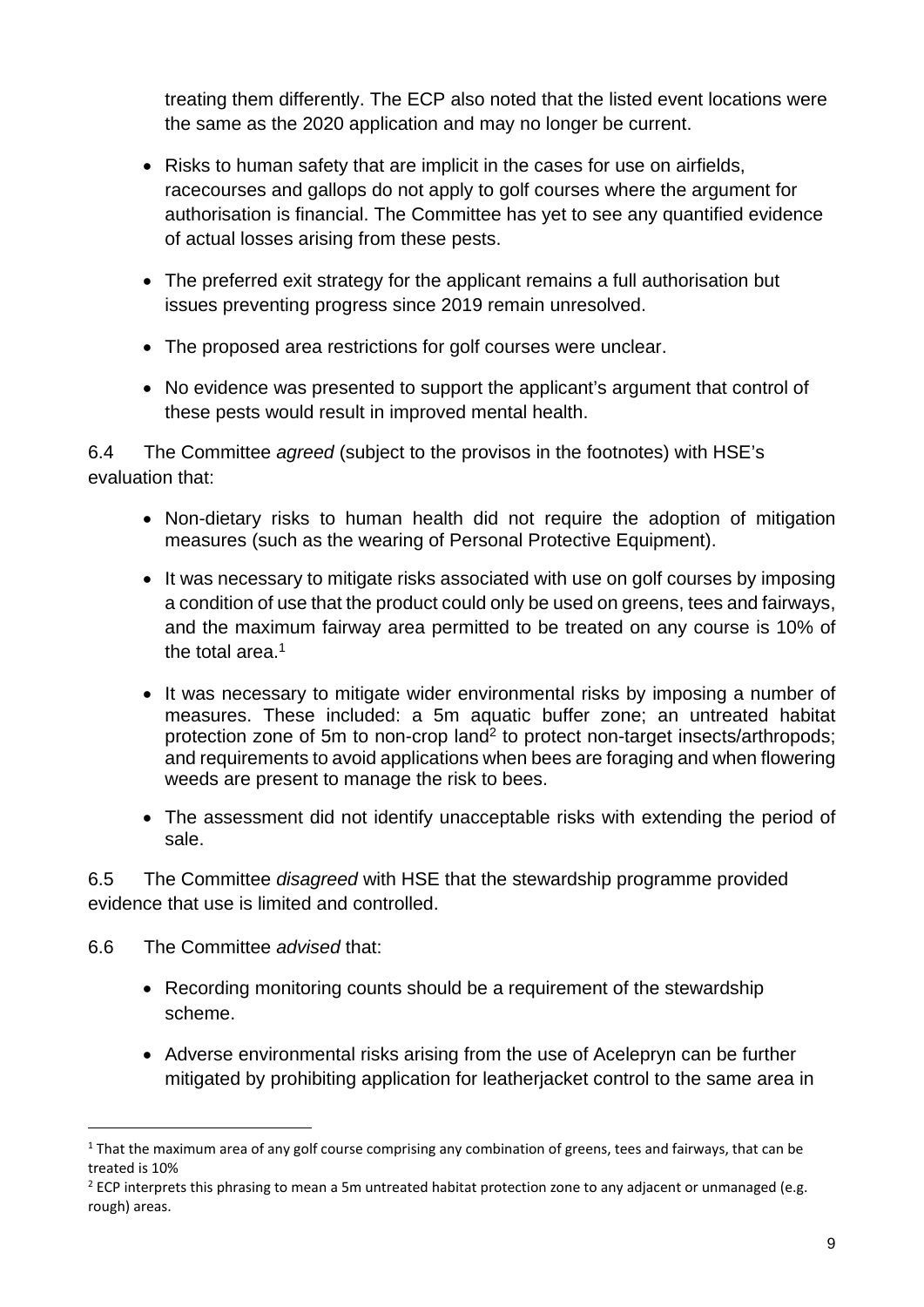treating them differently. The ECP also noted that the listed event locations were the same as the 2020 application and may no longer be current.

- Risks to human safety that are implicit in the cases for use on airfields, racecourses and gallops do not apply to golf courses where the argument for authorisation is financial. The Committee has yet to see any quantified evidence of actual losses arising from these pests.

- The preferred exit strategy for the applicant remains a full authorisation but issues preventing progress since 2019 remain unresolved.

- The proposed area restrictions for golf courses were unclear.

- No evidence was presented to support the applicant's argument that control of these pests would result in improved mental health.

6.4 The Committee *agreed* (subject to the provisos in the footnotes) with HSE's evaluation that:

- Non-dietary risks to human health did not require the adoption of mitigation measures (such as the wearing of Personal Protective Equipment).

- It was necessary to mitigate risks associated with use on golf courses by imposing a condition of use that the product could only be used on greens, tees and fairways, and the maximum fairway area permitted to be treated on any course is 10% of the total area.[1]

- It was necessary to mitigate wider environmental risks by imposing a number of measures. These included: a 5m aquatic buffer zone; an untreated habitat protection zone of 5m to non-crop land[2] to protect non-target insects/arthropods; and requirements to avoid applications when bees are foraging and when flowering weeds are present to manage the risk to bees.

- The assessment did not identify unacceptable risks with extending the period of sale.

6.5 The Committee *disagreed* with HSE that the stewardship programme provided evidence that use is limited and controlled.

6.6 The Committee *advised* that:

- Recording monitoring counts should be a requirement of the stewardship scheme.

- Adverse environmental risks arising from the use of Acelepryn can be further mitigated by prohibiting application for leatherjacket control to the same area in

[1] That the maximum area of any golf course comprising any combination of greens, tees and fairways, that can be treated is 10%

[2] ECP interprets this phrasing to mean a 5m untreated habitat protection zone to any adjacent or unmanaged (e.g. rough) areas.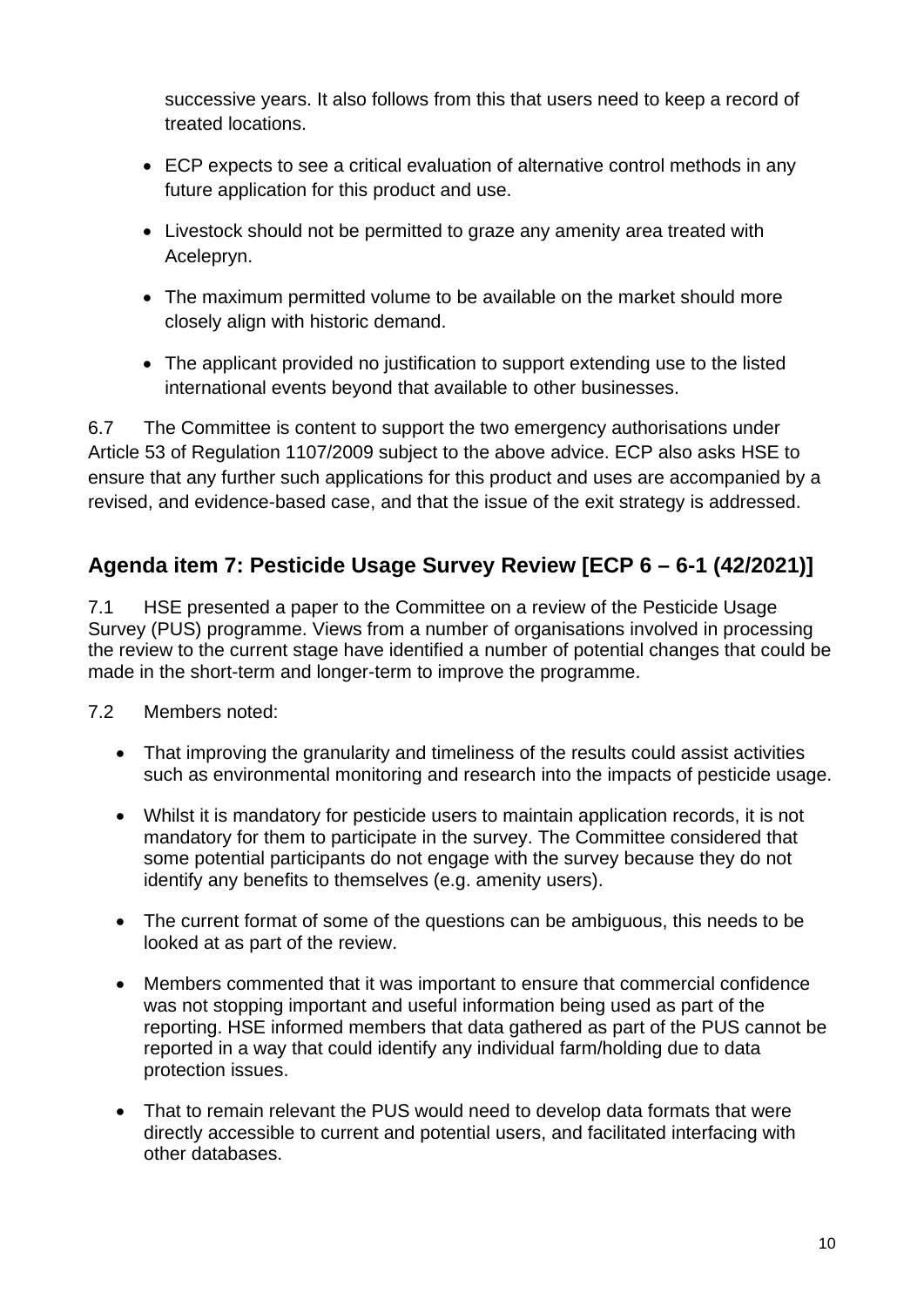successive years. It also follows from this that users need to keep a record of treated locations.

- ECP expects to see a critical evaluation of alternative control methods in any future application for this product and use.
- Livestock should not be permitted to graze any amenity area treated with Acelepryn.
- The maximum permitted volume to be available on the market should more closely align with historic demand.
- The applicant provided no justification to support extending use to the listed international events beyond that available to other businesses.

6.7 The Committee is content to support the two emergency authorisations under Article 53 of Regulation 1107/2009 subject to the above advice. ECP also asks HSE to ensure that any further such applications for this product and uses are accompanied by a revised, and evidence-based case, and that the issue of the exit strategy is addressed.

## Agenda item 7: Pesticide Usage Survey Review [ECP 6 – 6-1 (42/2021)]

7.1 HSE presented a paper to the Committee on a review of the Pesticide Usage Survey (PUS) programme. Views from a number of organisations involved in processing the review to the current stage have identified a number of potential changes that could be made in the short-term and longer-term to improve the programme.

7.2 Members noted:

- That improving the granularity and timeliness of the results could assist activities such as environmental monitoring and research into the impacts of pesticide usage.
- Whilst it is mandatory for pesticide users to maintain application records, it is not mandatory for them to participate in the survey. The Committee considered that some potential participants do not engage with the survey because they do not identify any benefits to themselves (e.g. amenity users).
- The current format of some of the questions can be ambiguous, this needs to be looked at as part of the review.
- Members commented that it was important to ensure that commercial confidence was not stopping important and useful information being used as part of the reporting. HSE informed members that data gathered as part of the PUS cannot be reported in a way that could identify any individual farm/holding due to data protection issues.
- That to remain relevant the PUS would need to develop data formats that were directly accessible to current and potential users, and facilitated interfacing with other databases.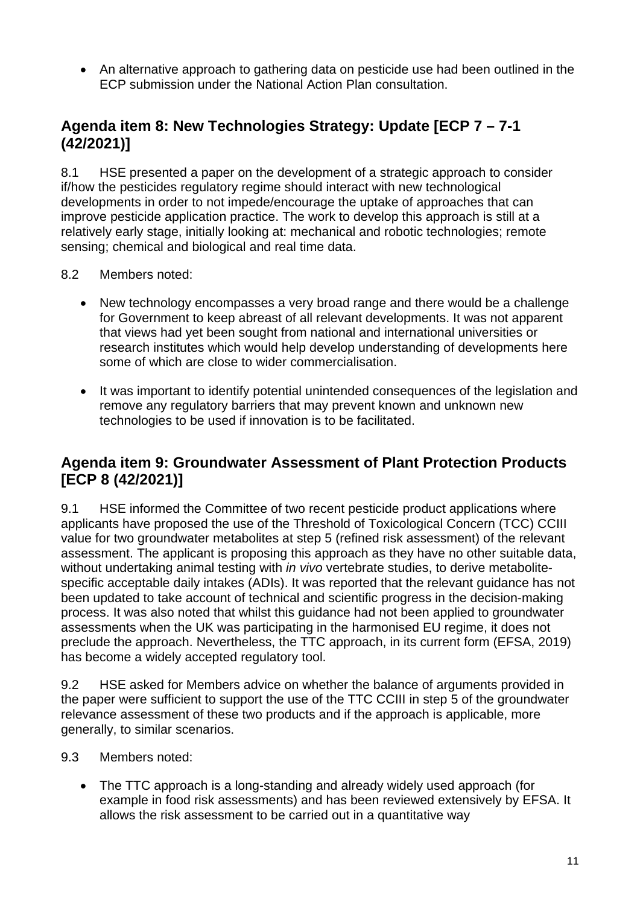- An alternative approach to gathering data on pesticide use had been outlined in the ECP submission under the National Action Plan consultation.

## Agenda item 8: New Technologies Strategy: Update [ECP 7 – 7-1 (42/2021)]

8.1 HSE presented a paper on the development of a strategic approach to consider if/how the pesticides regulatory regime should interact with new technological developments in order to not impede/encourage the uptake of approaches that can improve pesticide application practice. The work to develop this approach is still at a relatively early stage, initially looking at: mechanical and robotic technologies; remote sensing; chemical and biological and real time data.

8.2 Members noted:

- New technology encompasses a very broad range and there would be a challenge for Government to keep abreast of all relevant developments. It was not apparent that views had yet been sought from national and international universities or research institutes which would help develop understanding of developments here some of which are close to wider commercialisation.
- It was important to identify potential unintended consequences of the legislation and remove any regulatory barriers that may prevent known and unknown new technologies to be used if innovation is to be facilitated.

## Agenda item 9: Groundwater Assessment of Plant Protection Products [ECP 8 (42/2021)]

9.1 HSE informed the Committee of two recent pesticide product applications where applicants have proposed the use of the Threshold of Toxicological Concern (TCC) CCIII value for two groundwater metabolites at step 5 (refined risk assessment) of the relevant assessment. The applicant is proposing this approach as they have no other suitable data, without undertaking animal testing with *in vivo* vertebrate studies, to derive metabolite-specific acceptable daily intakes (ADIs). It was reported that the relevant guidance has not been updated to take account of technical and scientific progress in the decision-making process. It was also noted that whilst this guidance had not been applied to groundwater assessments when the UK was participating in the harmonised EU regime, it does not preclude the approach. Nevertheless, the TTC approach, in its current form (EFSA, 2019) has become a widely accepted regulatory tool.

9.2 HSE asked for Members advice on whether the balance of arguments provided in the paper were sufficient to support the use of the TTC CCIII in step 5 of the groundwater relevance assessment of these two products and if the approach is applicable, more generally, to similar scenarios.

9.3 Members noted:

- The TTC approach is a long-standing and already widely used approach (for example in food risk assessments) and has been reviewed extensively by EFSA. It allows the risk assessment to be carried out in a quantitative way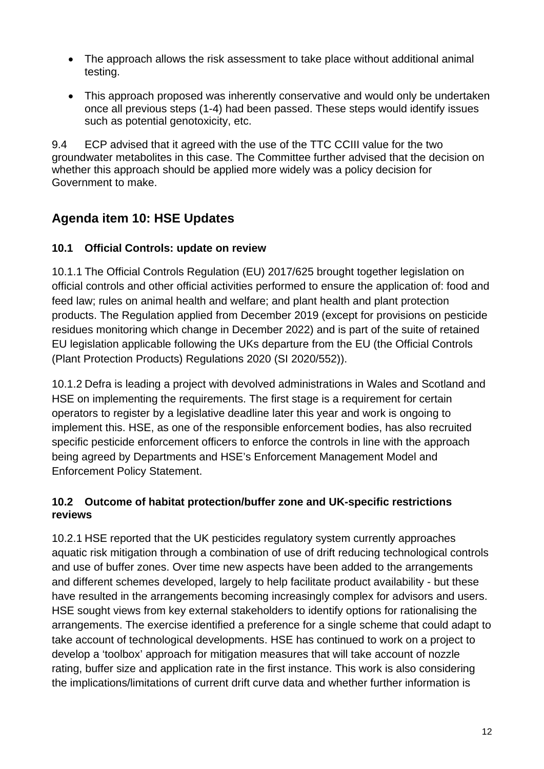- The approach allows the risk assessment to take place without additional animal testing.
- This approach proposed was inherently conservative and would only be undertaken once all previous steps (1-4) had been passed. These steps would identify issues such as potential genotoxicity, etc.

9.4 ECP advised that it agreed with the use of the TTC CCIII value for the two groundwater metabolites in this case. The Committee further advised that the decision on whether this approach should be applied more widely was a policy decision for Government to make.

## Agenda item 10: HSE Updates

### 10.1 Official Controls: update on review

10.1.1 The Official Controls Regulation (EU) 2017/625 brought together legislation on official controls and other official activities performed to ensure the application of: food and feed law; rules on animal health and welfare; and plant health and plant protection products. The Regulation applied from December 2019 (except for provisions on pesticide residues monitoring which change in December 2022) and is part of the suite of retained EU legislation applicable following the UKs departure from the EU (the Official Controls (Plant Protection Products) Regulations 2020 (SI 2020/552)).

10.1.2 Defra is leading a project with devolved administrations in Wales and Scotland and HSE on implementing the requirements. The first stage is a requirement for certain operators to register by a legislative deadline later this year and work is ongoing to implement this. HSE, as one of the responsible enforcement bodies, has also recruited specific pesticide enforcement officers to enforce the controls in line with the approach being agreed by Departments and HSE's Enforcement Management Model and Enforcement Policy Statement.

### 10.2 Outcome of habitat protection/buffer zone and UK-specific restrictions reviews

10.2.1 HSE reported that the UK pesticides regulatory system currently approaches aquatic risk mitigation through a combination of use of drift reducing technological controls and use of buffer zones. Over time new aspects have been added to the arrangements and different schemes developed, largely to help facilitate product availability - but these have resulted in the arrangements becoming increasingly complex for advisors and users. HSE sought views from key external stakeholders to identify options for rationalising the arrangements. The exercise identified a preference for a single scheme that could adapt to take account of technological developments. HSE has continued to work on a project to develop a 'toolbox' approach for mitigation measures that will take account of nozzle rating, buffer size and application rate in the first instance. This work is also considering the implications/limitations of current drift curve data and whether further information is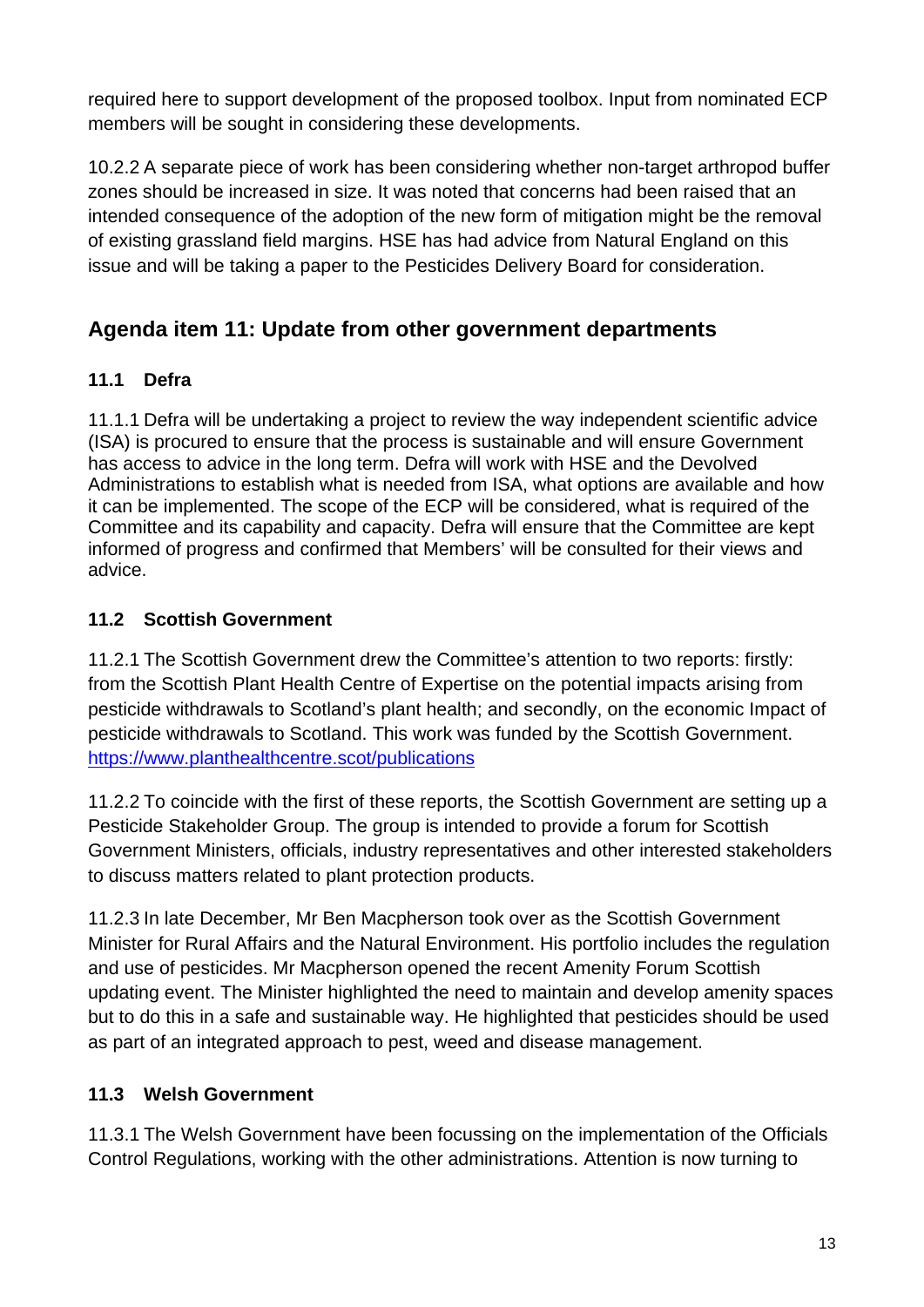required here to support development of the proposed toolbox. Input from nominated ECP members will be sought in considering these developments.

10.2.2 A separate piece of work has been considering whether non-target arthropod buffer zones should be increased in size. It was noted that concerns had been raised that an intended consequence of the adoption of the new form of mitigation might be the removal of existing grassland field margins. HSE has had advice from Natural England on this issue and will be taking a paper to the Pesticides Delivery Board for consideration.

## Agenda item 11: Update from other government departments

### 11.1 Defra

11.1.1 Defra will be undertaking a project to review the way independent scientific advice (ISA) is procured to ensure that the process is sustainable and will ensure Government has access to advice in the long term. Defra will work with HSE and the Devolved Administrations to establish what is needed from ISA, what options are available and how it can be implemented. The scope of the ECP will be considered, what is required of the Committee and its capability and capacity. Defra will ensure that the Committee are kept informed of progress and confirmed that Members' will be consulted for their views and advice.

### 11.2 Scottish Government

11.2.1 The Scottish Government drew the Committee's attention to two reports: firstly: from the Scottish Plant Health Centre of Expertise on the potential impacts arising from pesticide withdrawals to Scotland's plant health; and secondly, on the economic Impact of pesticide withdrawals to Scotland. This work was funded by the Scottish Government. [https://www.planthealthcentre.scot/publications](https://www.planthealthcentre.scot/publications)

11.2.2 To coincide with the first of these reports, the Scottish Government are setting up a Pesticide Stakeholder Group. The group is intended to provide a forum for Scottish Government Ministers, officials, industry representatives and other interested stakeholders to discuss matters related to plant protection products.

11.2.3 In late December, Mr Ben Macpherson took over as the Scottish Government Minister for Rural Affairs and the Natural Environment. His portfolio includes the regulation and use of pesticides. Mr Macpherson opened the recent Amenity Forum Scottish updating event. The Minister highlighted the need to maintain and develop amenity spaces but to do this in a safe and sustainable way. He highlighted that pesticides should be used as part of an integrated approach to pest, weed and disease management.

### 11.3 Welsh Government

11.3.1 The Welsh Government have been focussing on the implementation of the Officials Control Regulations, working with the other administrations. Attention is now turning to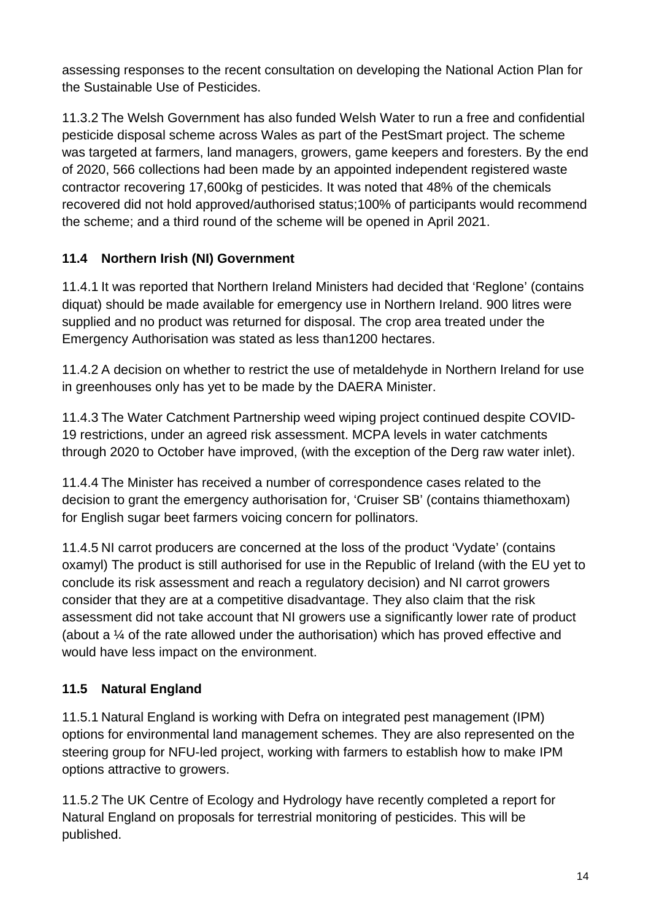assessing responses to the recent consultation on developing the National Action Plan for the Sustainable Use of Pesticides.

11.3.2 The Welsh Government has also funded Welsh Water to run a free and confidential pesticide disposal scheme across Wales as part of the PestSmart project. The scheme was targeted at farmers, land managers, growers, game keepers and foresters. By the end of 2020, 566 collections had been made by an appointed independent registered waste contractor recovering 17,600kg of pesticides. It was noted that 48% of the chemicals recovered did not hold approved/authorised status;100% of participants would recommend the scheme; and a third round of the scheme will be opened in April 2021.

## 11.4 Northern Irish (NI) Government

11.4.1 It was reported that Northern Ireland Ministers had decided that 'Reglone' (contains diquat) should be made available for emergency use in Northern Ireland. 900 litres were supplied and no product was returned for disposal. The crop area treated under the Emergency Authorisation was stated as less than1200 hectares.

11.4.2 A decision on whether to restrict the use of metaldehyde in Northern Ireland for use in greenhouses only has yet to be made by the DAERA Minister.

11.4.3 The Water Catchment Partnership weed wiping project continued despite COVID-19 restrictions, under an agreed risk assessment. MCPA levels in water catchments through 2020 to October have improved, (with the exception of the Derg raw water inlet).

11.4.4 The Minister has received a number of correspondence cases related to the decision to grant the emergency authorisation for, 'Cruiser SB' (contains thiamethoxam) for English sugar beet farmers voicing concern for pollinators.

11.4.5 NI carrot producers are concerned at the loss of the product 'Vydate' (contains oxamyl) The product is still authorised for use in the Republic of Ireland (with the EU yet to conclude its risk assessment and reach a regulatory decision) and NI carrot growers consider that they are at a competitive disadvantage. They also claim that the risk assessment did not take account that NI growers use a significantly lower rate of product (about a ¼ of the rate allowed under the authorisation) which has proved effective and would have less impact on the environment.

## 11.5 Natural England

11.5.1 Natural England is working with Defra on integrated pest management (IPM) options for environmental land management schemes. They are also represented on the steering group for NFU-led project, working with farmers to establish how to make IPM options attractive to growers.

11.5.2 The UK Centre of Ecology and Hydrology have recently completed a report for Natural England on proposals for terrestrial monitoring of pesticides. This will be published.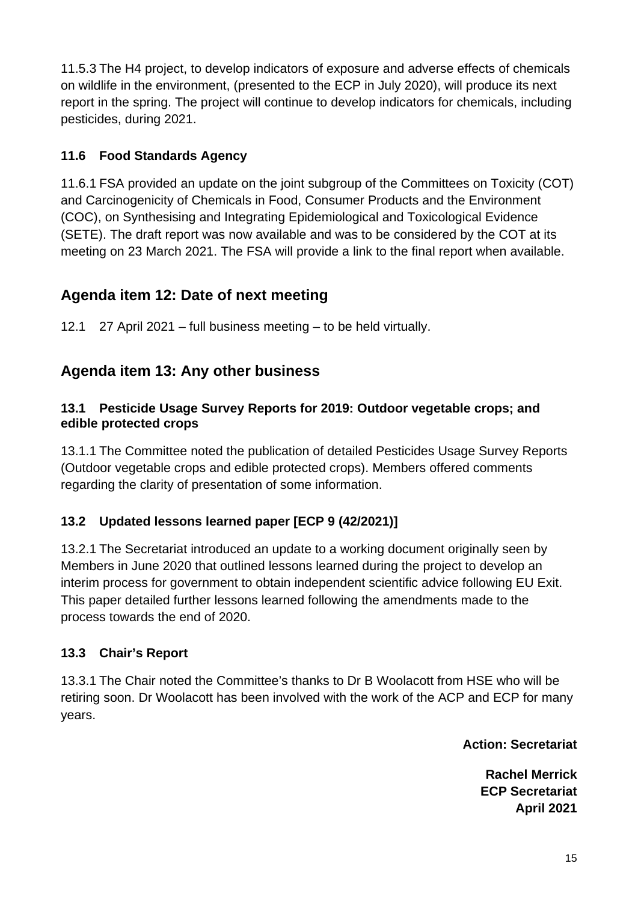11.5.3 The H4 project, to develop indicators of exposure and adverse effects of chemicals on wildlife in the environment, (presented to the ECP in July 2020), will produce its next report in the spring. The project will continue to develop indicators for chemicals, including pesticides, during 2021.

### 11.6 Food Standards Agency

11.6.1 FSA provided an update on the joint subgroup of the Committees on Toxicity (COT) and Carcinogenicity of Chemicals in Food, Consumer Products and the Environment (COC), on Synthesising and Integrating Epidemiological and Toxicological Evidence (SETE). The draft report was now available and was to be considered by the COT at its meeting on 23 March 2021. The FSA will provide a link to the final report when available.

## Agenda item 12: Date of next meeting

12.1 27 April 2021 – full business meeting – to be held virtually.

## Agenda item 13: Any other business

### 13.1 Pesticide Usage Survey Reports for 2019: Outdoor vegetable crops; and edible protected crops

13.1.1 The Committee noted the publication of detailed Pesticides Usage Survey Reports (Outdoor vegetable crops and edible protected crops). Members offered comments regarding the clarity of presentation of some information.

### 13.2 Updated lessons learned paper [ECP 9 (42/2021)]

13.2.1 The Secretariat introduced an update to a working document originally seen by Members in June 2020 that outlined lessons learned during the project to develop an interim process for government to obtain independent scientific advice following EU Exit. This paper detailed further lessons learned following the amendments made to the process towards the end of 2020.

### 13.3 Chair's Report

13.3.1 The Chair noted the Committee's thanks to Dr B Woolacott from HSE who will be retiring soon. Dr Woolacott has been involved with the work of the ACP and ECP for many years.

**Action: Secretariat**

**Rachel Merrick**
**ECP Secretariat**
**April 2021**